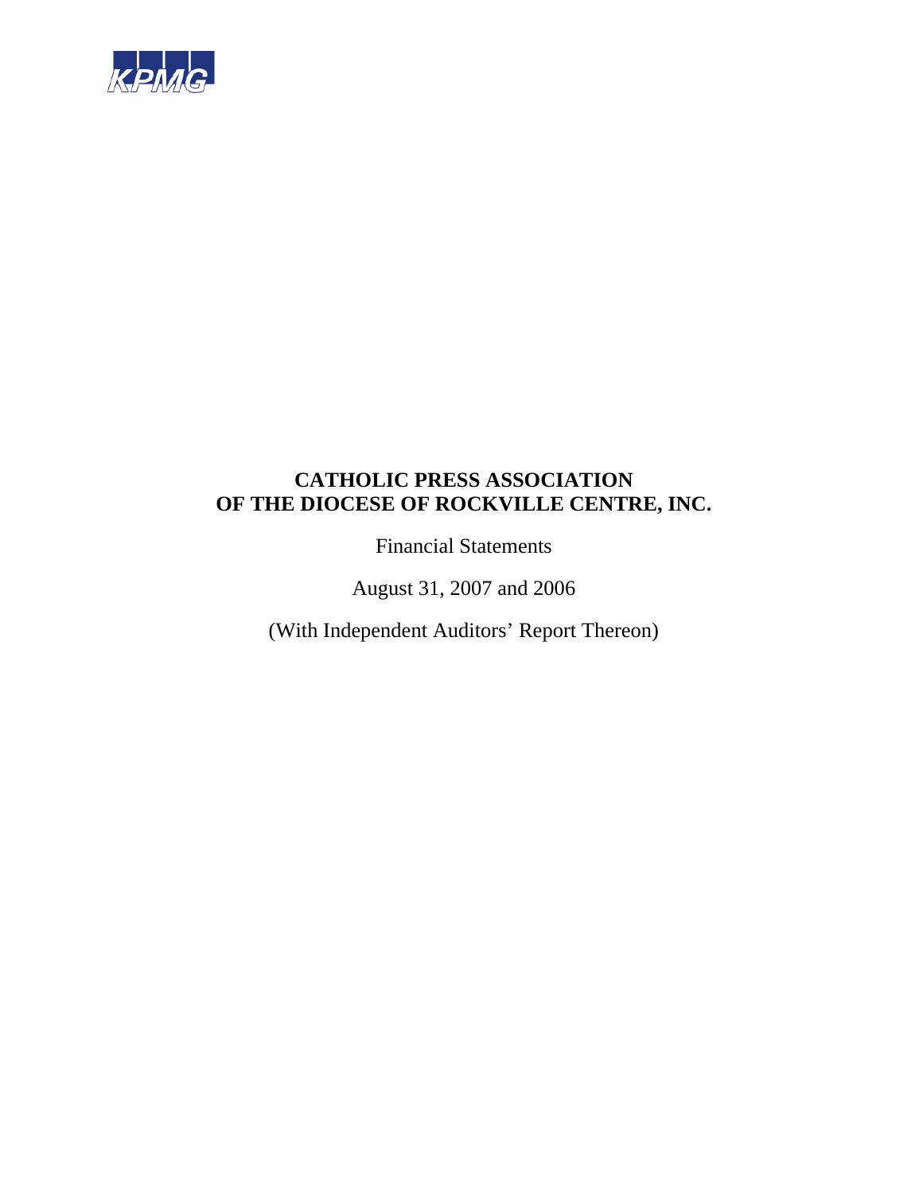KPMG

# CATHOLIC PRESS ASSOCIATION OF THE DIOCESE OF ROCKVILLE CENTRE, INC.

Financial Statements

August 31, 2007 and 2006

(With Independent Auditors' Report Thereon)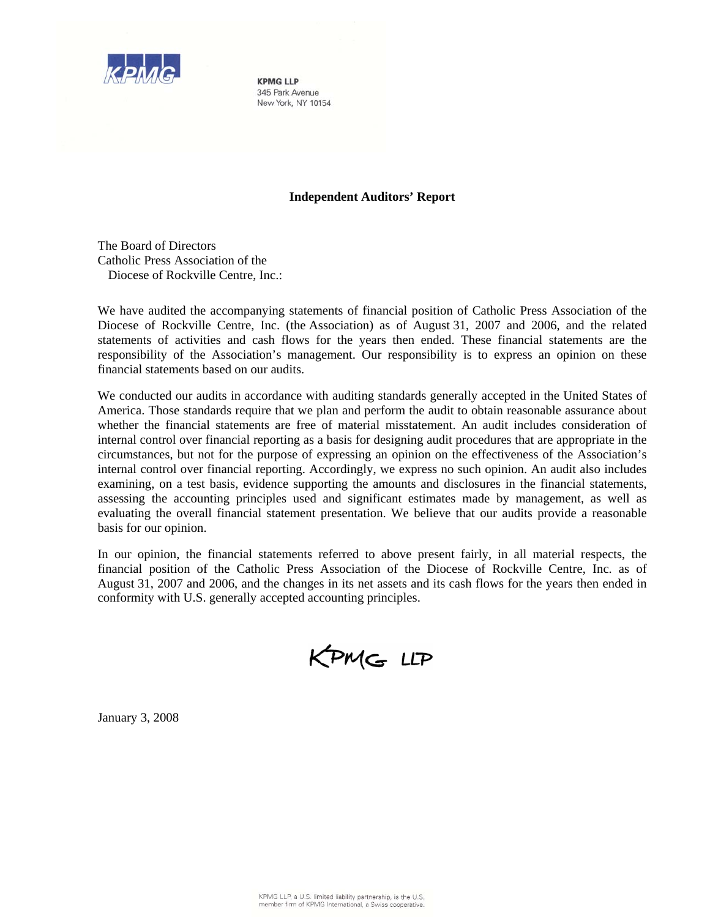**KPMG LLP**
345 Park Avenue
New York, NY 10154

## Independent Auditors' Report

The Board of Directors
Catholic Press Association of the
Diocese of Rockville Centre, Inc.:

We have audited the accompanying statements of financial position of Catholic Press Association of the Diocese of Rockville Centre, Inc. (the Association) as of August 31, 2007 and 2006, and the related statements of activities and cash flows for the years then ended. These financial statements are the responsibility of the Association's management. Our responsibility is to express an opinion on these financial statements based on our audits.

We conducted our audits in accordance with auditing standards generally accepted in the United States of America. Those standards require that we plan and perform the audit to obtain reasonable assurance about whether the financial statements are free of material misstatement. An audit includes consideration of internal control over financial reporting as a basis for designing audit procedures that are appropriate in the circumstances, but not for the purpose of expressing an opinion on the effectiveness of the Association's internal control over financial reporting. Accordingly, we express no such opinion. An audit also includes examining, on a test basis, evidence supporting the amounts and disclosures in the financial statements, assessing the accounting principles used and significant estimates made by management, as well as evaluating the overall financial statement presentation. We believe that our audits provide a reasonable basis for our opinion.

In our opinion, the financial statements referred to above present fairly, in all material respects, the financial position of the Catholic Press Association of the Diocese of Rockville Centre, Inc. as of August 31, 2007 and 2006, and the changes in its net assets and its cash flows for the years then ended in conformity with U.S. generally accepted accounting principles.

KPMG LLP

January 3, 2008

KPMG LLP, a U.S. limited liability partnership, is the U.S. member firm of KPMG International, a Swiss cooperative.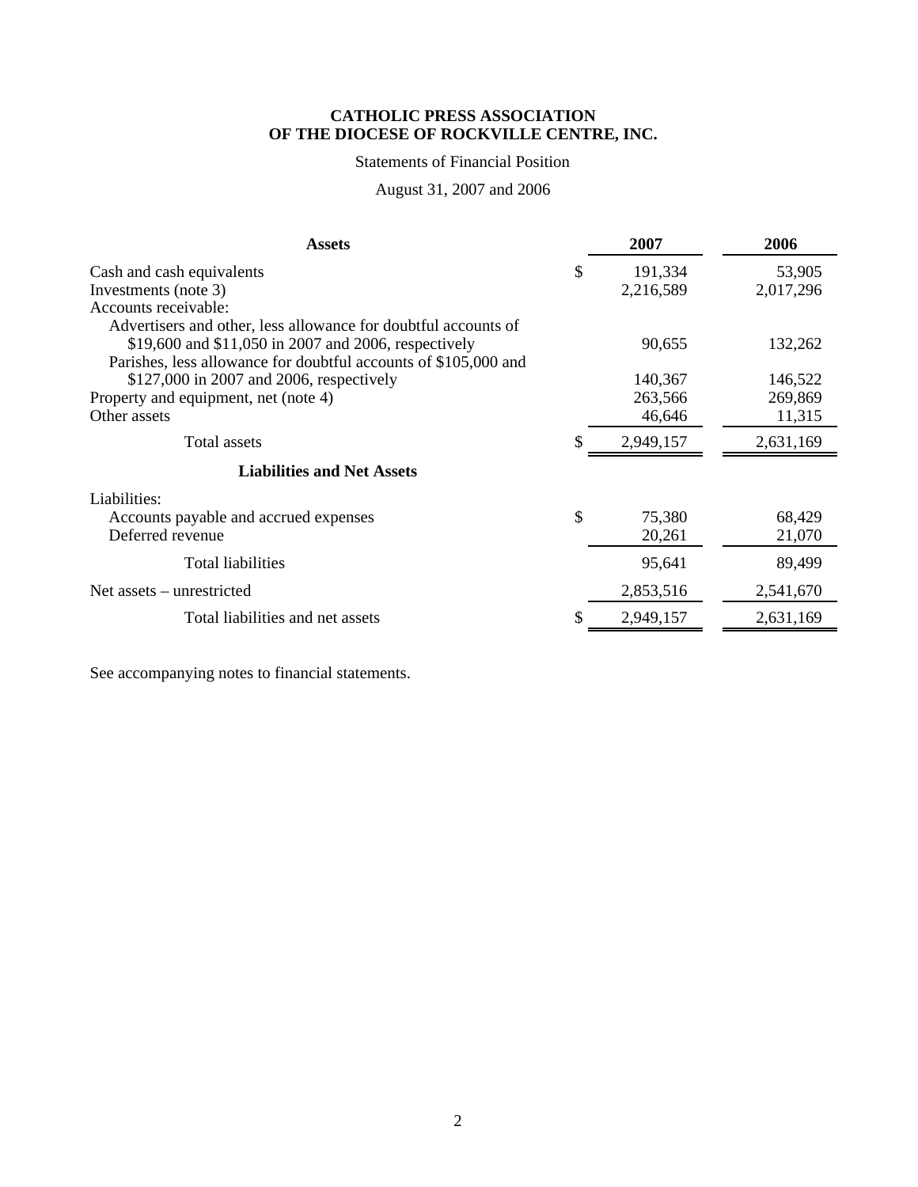**CATHOLIC PRESS ASSOCIATION**
**OF THE DIOCESE OF ROCKVILLE CENTRE, INC.**

Statements of Financial Position

August 31, 2007 and 2006

| Assets | | 2007 | 2006 |
|---|---|---|---|
| Cash and cash equivalents | $ | 191,334 | 53,905 |
| Investments (note 3) | | 2,216,589 | 2,017,296 |
| Accounts receivable: | | | |
| Advertisers and other, less allowance for doubtful accounts of $19,600 and $11,050 in 2007 and 2006, respectively | | 90,655 | 132,262 |
| Parishes, less allowance for doubtful accounts of $105,000 and $127,000 in 2007 and 2006, respectively | | 140,367 | 146,522 |
| Property and equipment, net (note 4) | | 263,566 | 269,869 |
| Other assets | | 46,646 | 11,315 |
| Total assets | $ | 2,949,157 | 2,631,169 |
| **Liabilities and Net Assets** | | | |
| Liabilities: | | | |
| Accounts payable and accrued expenses | $ | 75,380 | 68,429 |
| Deferred revenue | | 20,261 | 21,070 |
| Total liabilities | | 95,641 | 89,499 |
| Net assets – unrestricted | | 2,853,516 | 2,541,670 |
| Total liabilities and net assets | $ | 2,949,157 | 2,631,169 |

See accompanying notes to financial statements.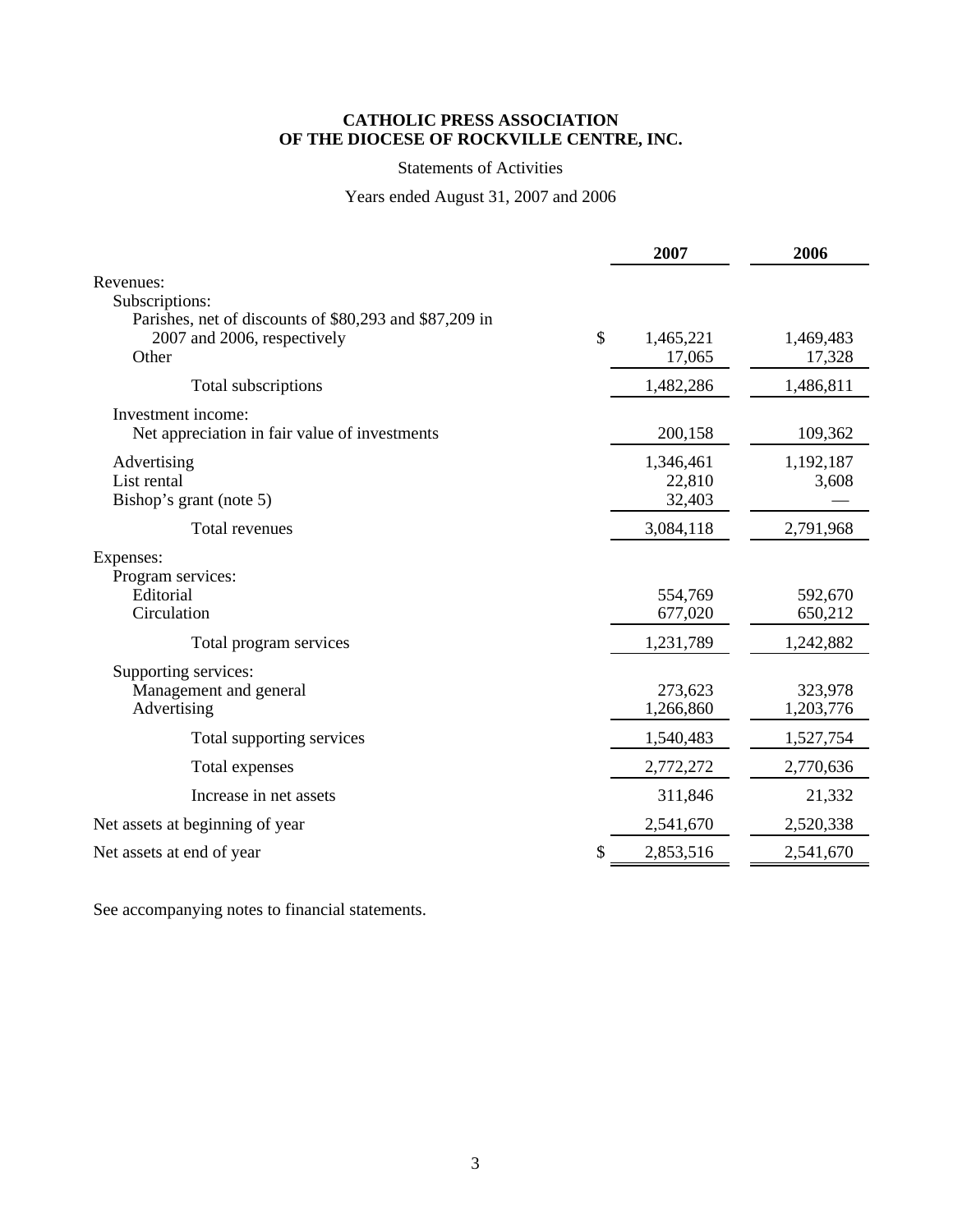# CATHOLIC PRESS ASSOCIATION OF THE DIOCESE OF ROCKVILLE CENTRE, INC.

Statements of Activities

Years ended August 31, 2007 and 2006

| | 2007 | 2006 |
|---|---|---|
| Revenues: | | |
| Subscriptions: | | |
| Parishes, net of discounts of $80,293 and $87,209 in 2007 and 2006, respectively | $ 1,465,221 | 1,469,483 |
| Other | 17,065 | 17,328 |
| Total subscriptions | 1,482,286 | 1,486,811 |
| Investment income: | | |
| Net appreciation in fair value of investments | 200,158 | 109,362 |
| Advertising | 1,346,461 | 1,192,187 |
| List rental | 22,810 | 3,608 |
| Bishop's grant (note 5) | 32,403 | — |
| Total revenues | 3,084,118 | 2,791,968 |
| Expenses: | | |
| Program services: | | |
| Editorial | 554,769 | 592,670 |
| Circulation | 677,020 | 650,212 |
| Total program services | 1,231,789 | 1,242,882 |
| Supporting services: | | |
| Management and general | 273,623 | 323,978 |
| Advertising | 1,266,860 | 1,203,776 |
| Total supporting services | 1,540,483 | 1,527,754 |
| Total expenses | 2,772,272 | 2,770,636 |
| Increase in net assets | 311,846 | 21,332 |
| Net assets at beginning of year | 2,541,670 | 2,520,338 |
| Net assets at end of year | $ 2,853,516 | 2,541,670 |

See accompanying notes to financial statements.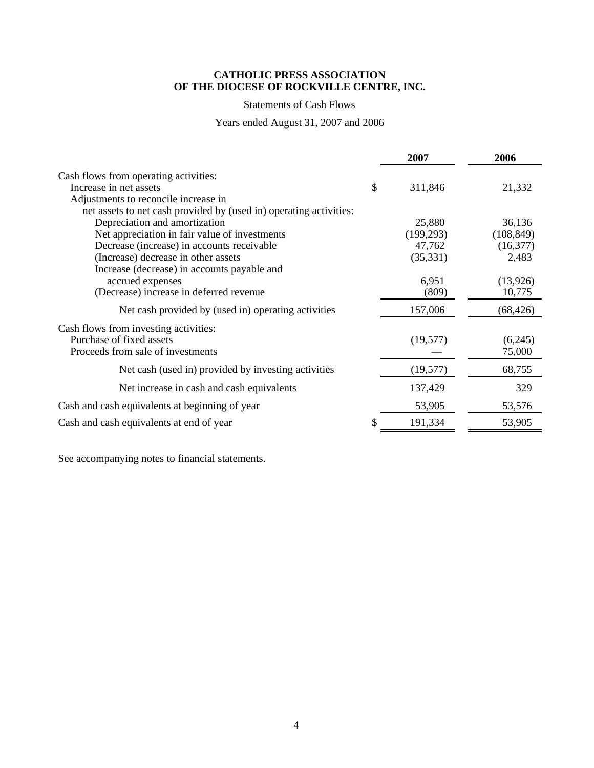**CATHOLIC PRESS ASSOCIATION**
**OF THE DIOCESE OF ROCKVILLE CENTRE, INC.**

Statements of Cash Flows

Years ended August 31, 2007 and 2006

| | | 2007 | 2006 |
|---|---|---|---|
| Cash flows from operating activities: | | | |
| Increase in net assets | $ | 311,846 | 21,332 |
| Adjustments to reconcile increase in net assets to net cash provided by (used in) operating activities: | | | |
| Depreciation and amortization | | 25,880 | 36,136 |
| Net appreciation in fair value of investments | | (199,293) | (108,849) |
| Decrease (increase) in accounts receivable | | 47,762 | (16,377) |
| (Increase) decrease in other assets | | (35,331) | 2,483 |
| Increase (decrease) in accounts payable and accrued expenses | | 6,951 | (13,926) |
| (Decrease) increase in deferred revenue | | (809) | 10,775 |
| Net cash provided by (used in) operating activities | | 157,006 | (68,426) |
| Cash flows from investing activities: | | | |
| Purchase of fixed assets | | (19,577) | (6,245) |
| Proceeds from sale of investments | | — | 75,000 |
| Net cash (used in) provided by investing activities | | (19,577) | 68,755 |
| Net increase in cash and cash equivalents | | 137,429 | 329 |
| Cash and cash equivalents at beginning of year | | 53,905 | 53,576 |
| Cash and cash equivalents at end of year | $ | 191,334 | 53,905 |

See accompanying notes to financial statements.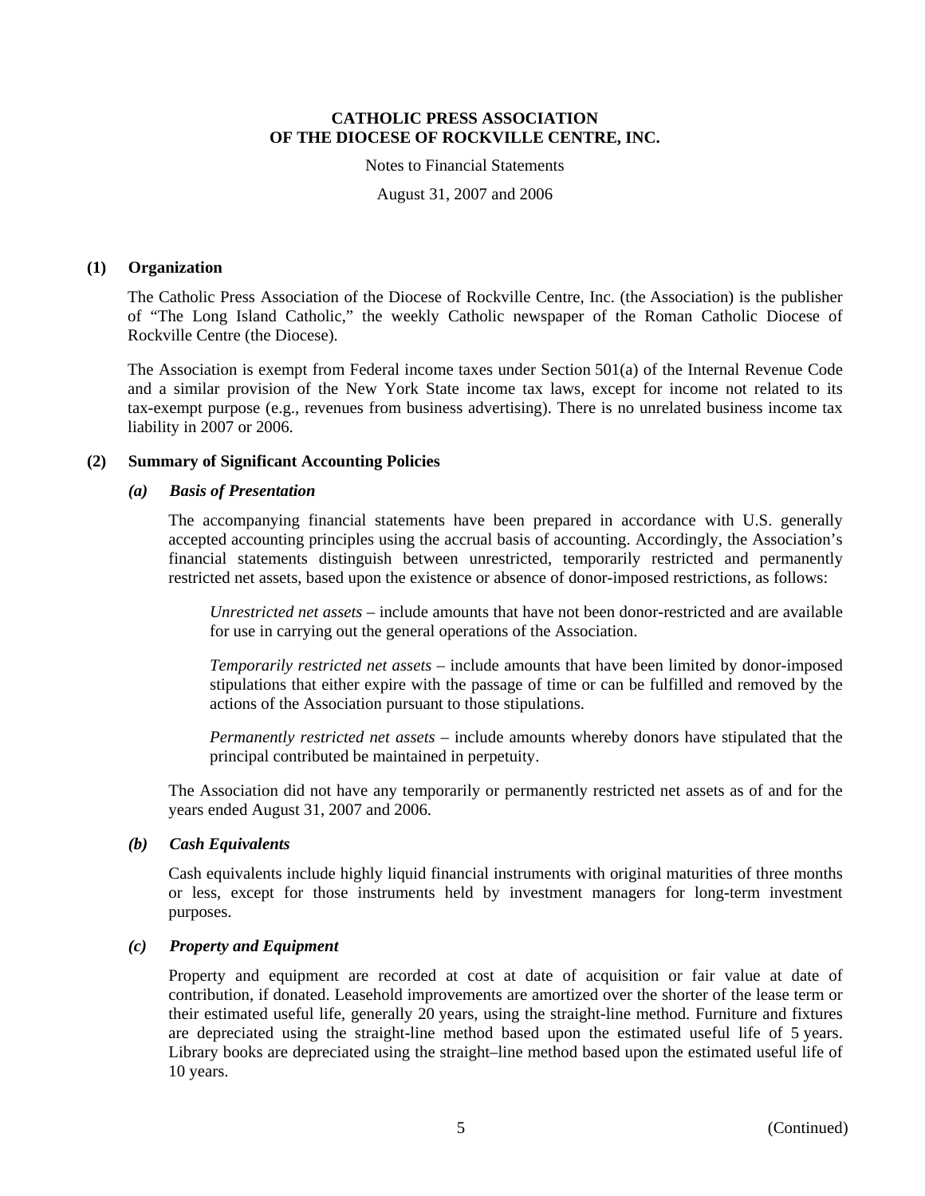**CATHOLIC PRESS ASSOCIATION**
**OF THE DIOCESE OF ROCKVILLE CENTRE, INC.**

Notes to Financial Statements

August 31, 2007 and 2006

## (1) Organization

The Catholic Press Association of the Diocese of Rockville Centre, Inc. (the Association) is the publisher of "The Long Island Catholic," the weekly Catholic newspaper of the Roman Catholic Diocese of Rockville Centre (the Diocese).

The Association is exempt from Federal income taxes under Section 501(a) of the Internal Revenue Code and a similar provision of the New York State income tax laws, except for income not related to its tax-exempt purpose (e.g., revenues from business advertising). There is no unrelated business income tax liability in 2007 or 2006.

## (2) Summary of Significant Accounting Policies

### *(a) Basis of Presentation*

The accompanying financial statements have been prepared in accordance with U.S. generally accepted accounting principles using the accrual basis of accounting. Accordingly, the Association's financial statements distinguish between unrestricted, temporarily restricted and permanently restricted net assets, based upon the existence or absence of donor-imposed restrictions, as follows:

*Unrestricted net assets* – include amounts that have not been donor-restricted and are available for use in carrying out the general operations of the Association.

*Temporarily restricted net assets* – include amounts that have been limited by donor-imposed stipulations that either expire with the passage of time or can be fulfilled and removed by the actions of the Association pursuant to those stipulations.

*Permanently restricted net assets* – include amounts whereby donors have stipulated that the principal contributed be maintained in perpetuity.

The Association did not have any temporarily or permanently restricted net assets as of and for the years ended August 31, 2007 and 2006.

### *(b) Cash Equivalents*

Cash equivalents include highly liquid financial instruments with original maturities of three months or less, except for those instruments held by investment managers for long-term investment purposes.

### *(c) Property and Equipment*

Property and equipment are recorded at cost at date of acquisition or fair value at date of contribution, if donated. Leasehold improvements are amortized over the shorter of the lease term or their estimated useful life, generally 20 years, using the straight-line method. Furniture and fixtures are depreciated using the straight-line method based upon the estimated useful life of 5 years. Library books are depreciated using the straight–line method based upon the estimated useful life of 10 years.

(Continued)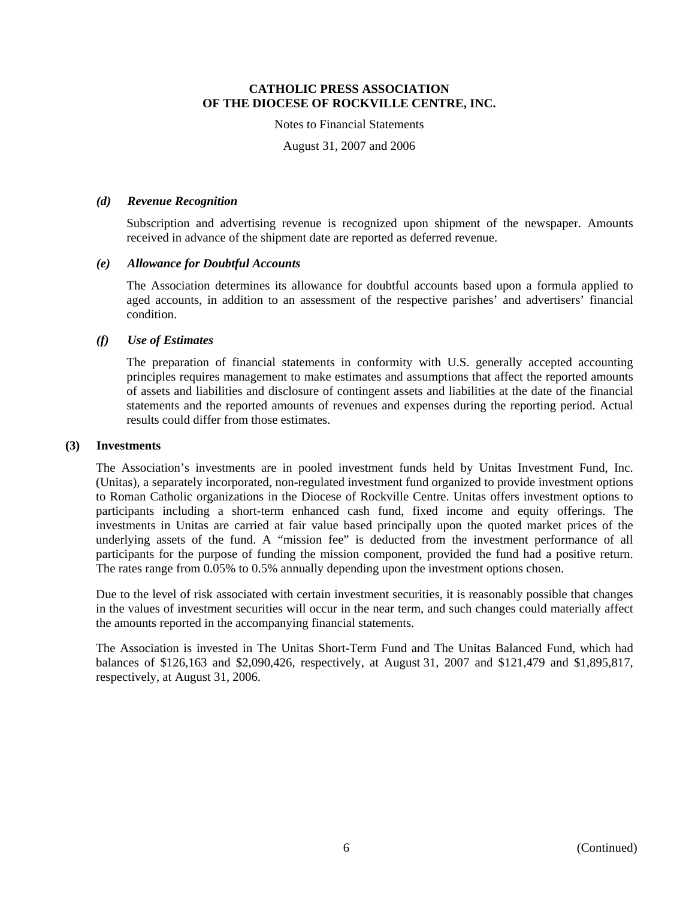**CATHOLIC PRESS ASSOCIATION**
**OF THE DIOCESE OF ROCKVILLE CENTRE, INC.**

Notes to Financial Statements

August 31, 2007 and 2006

***(d) Revenue Recognition***

Subscription and advertising revenue is recognized upon shipment of the newspaper. Amounts received in advance of the shipment date are reported as deferred revenue.

***(e) Allowance for Doubtful Accounts***

The Association determines its allowance for doubtful accounts based upon a formula applied to aged accounts, in addition to an assessment of the respective parishes' and advertisers' financial condition.

***(f) Use of Estimates***

The preparation of financial statements in conformity with U.S. generally accepted accounting principles requires management to make estimates and assumptions that affect the reported amounts of assets and liabilities and disclosure of contingent assets and liabilities at the date of the financial statements and the reported amounts of revenues and expenses during the reporting period. Actual results could differ from those estimates.

**(3) Investments**

The Association's investments are in pooled investment funds held by Unitas Investment Fund, Inc. (Unitas), a separately incorporated, non-regulated investment fund organized to provide investment options to Roman Catholic organizations in the Diocese of Rockville Centre. Unitas offers investment options to participants including a short-term enhanced cash fund, fixed income and equity offerings. The investments in Unitas are carried at fair value based principally upon the quoted market prices of the underlying assets of the fund. A "mission fee" is deducted from the investment performance of all participants for the purpose of funding the mission component, provided the fund had a positive return. The rates range from 0.05% to 0.5% annually depending upon the investment options chosen.

Due to the level of risk associated with certain investment securities, it is reasonably possible that changes in the values of investment securities will occur in the near term, and such changes could materially affect the amounts reported in the accompanying financial statements.

The Association is invested in The Unitas Short-Term Fund and The Unitas Balanced Fund, which had balances of $126,163 and $2,090,426, respectively, at August 31, 2007 and $121,479 and $1,895,817, respectively, at August 31, 2006.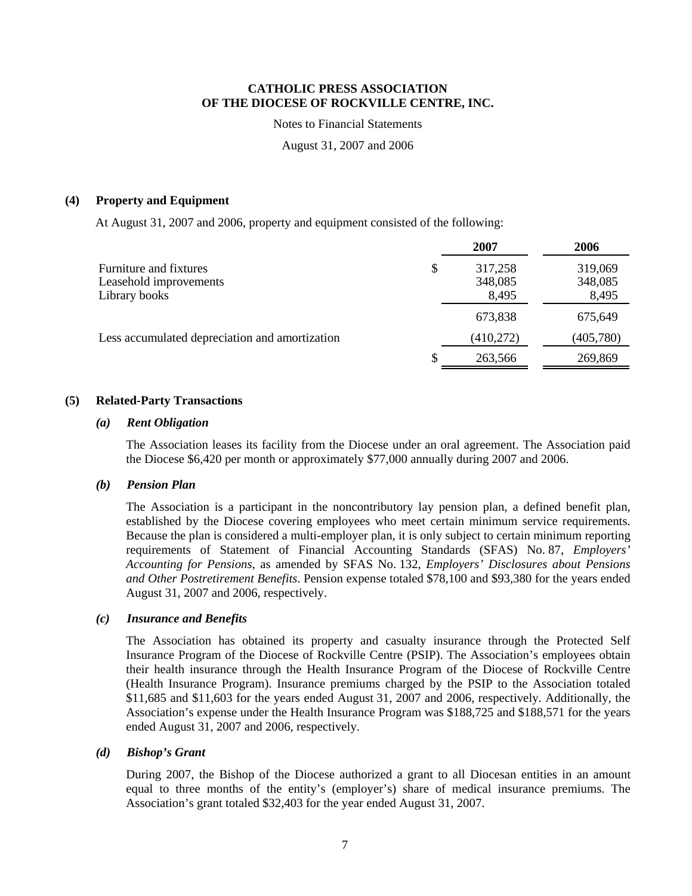**CATHOLIC PRESS ASSOCIATION**
**OF THE DIOCESE OF ROCKVILLE CENTRE, INC.**

Notes to Financial Statements

August 31, 2007 and 2006

## (4) Property and Equipment

At August 31, 2007 and 2006, property and equipment consisted of the following:

| | | 2007 | 2006 |
|---|---|---|---|
| Furniture and fixtures | $ | 317,258 | 319,069 |
| Leasehold improvements | | 348,085 | 348,085 |
| Library books | | 8,495 | 8,495 |
| | | 673,838 | 675,649 |
| Less accumulated depreciation and amortization | | (410,272) | (405,780) |
| | $ | 263,566 | 269,869 |

## (5) Related-Party Transactions

### *(a) Rent Obligation*

The Association leases its facility from the Diocese under an oral agreement. The Association paid the Diocese $6,420 per month or approximately $77,000 annually during 2007 and 2006.

### *(b) Pension Plan*

The Association is a participant in the noncontributory lay pension plan, a defined benefit plan, established by the Diocese covering employees who meet certain minimum service requirements. Because the plan is considered a multi-employer plan, it is only subject to certain minimum reporting requirements of Statement of Financial Accounting Standards (SFAS) No. 87, *Employers' Accounting for Pensions*, as amended by SFAS No. 132, *Employers' Disclosures about Pensions and Other Postretirement Benefits*. Pension expense totaled $78,100 and $93,380 for the years ended August 31, 2007 and 2006, respectively.

### *(c) Insurance and Benefits*

The Association has obtained its property and casualty insurance through the Protected Self Insurance Program of the Diocese of Rockville Centre (PSIP). The Association's employees obtain their health insurance through the Health Insurance Program of the Diocese of Rockville Centre (Health Insurance Program). Insurance premiums charged by the PSIP to the Association totaled $11,685 and $11,603 for the years ended August 31, 2007 and 2006, respectively. Additionally, the Association's expense under the Health Insurance Program was $188,725 and $188,571 for the years ended August 31, 2007 and 2006, respectively.

### *(d) Bishop's Grant*

During 2007, the Bishop of the Diocese authorized a grant to all Diocesan entities in an amount equal to three months of the entity's (employer's) share of medical insurance premiums. The Association's grant totaled $32,403 for the year ended August 31, 2007.